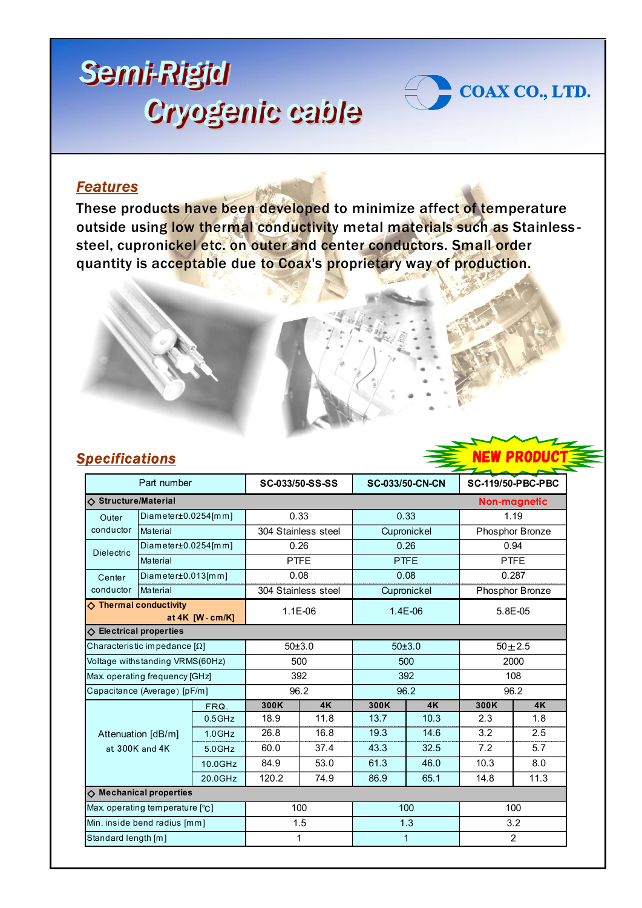# Semi-Rigid Cryogenic cable

COAX CO., LTD.

## Features

These products have been developed to minimize affect of temperature outside using low thermal conductivity metal materials such as Stainless-steel, cupronickel etc. on outer and center conductors. Small order quantity is acceptable due to Coax's proprietary way of production.

## Specifications

NEW PRODUCT

| Part number | | | SC-033/50-SS-SS | | SC-033/50-CN-CN | | SC-119/50-PBC-PBC | |
|---|---|---|---|---|---|---|---|---|
| ◇ Structure/Material | | | | | | | Non-magnetic | |
| Outer conductor | Diameter±0.0254[mm] | | 0.33 | | 0.33 | | 1.19 | |
| | Material | | 304 Stainless steel | | Cupronickel | | Phosphor Bronze | |
| Dielectric | Diameter±0.0254[mm] | | 0.26 | | 0.26 | | 0.94 | |
| | Material | | PTFE | | PTFE | | PTFE | |
| Center conductor | Diameter±0.013[mm] | | 0.08 | | 0.08 | | 0.287 | |
| | Material | | 304 Stainless steel | | Cupronickel | | Phosphor Bronze | |
| ◇ Thermal conductivity at 4K [W·cm/K] | | | 1.1E-06 | | 1.4E-06 | | 5.8E-05 | |
| ◇ Electrical properties | | | | | | | | |
| Characteristic impedance [Ω] | | | 50±3.0 | | 50±3.0 | | 50±2.5 | |
| Voltage withstanding VRMS(60Hz) | | | 500 | | 500 | | 2000 | |
| Max. operating frequency [GHz] | | | 392 | | 392 | | 108 | |
| Capacitance (Average) [pF/m] | | | 96.2 | | 96.2 | | 96.2 | |
| Attenuation [dB/m] at 300K and 4K | | FRQ. | 300K | 4K | 300K | 4K | 300K | 4K |
| | | 0.5GHz | 18.9 | 11.8 | 13.7 | 10.3 | 2.3 | 1.8 |
| | | 1.0GHz | 26.8 | 16.8 | 19.3 | 14.6 | 3.2 | 2.5 |
| | | 5.0GHz | 60.0 | 37.4 | 43.3 | 32.5 | 7.2 | 5.7 |
| | | 10.0GHz | 84.9 | 53.0 | 61.3 | 46.0 | 10.3 | 8.0 |
| | | 20.0GHz | 120.2 | 74.9 | 86.9 | 65.1 | 14.8 | 11.3 |
| ◇ Mechanical properties | | | | | | | | |
| Max. operating temperature [℃] | | | 100 | | 100 | | 100 | |
| Min. inside bend radius [mm] | | | 1.5 | | 1.3 | | 3.2 | |
| Standard length [m] | | | 1 | | 1 | | 2 | |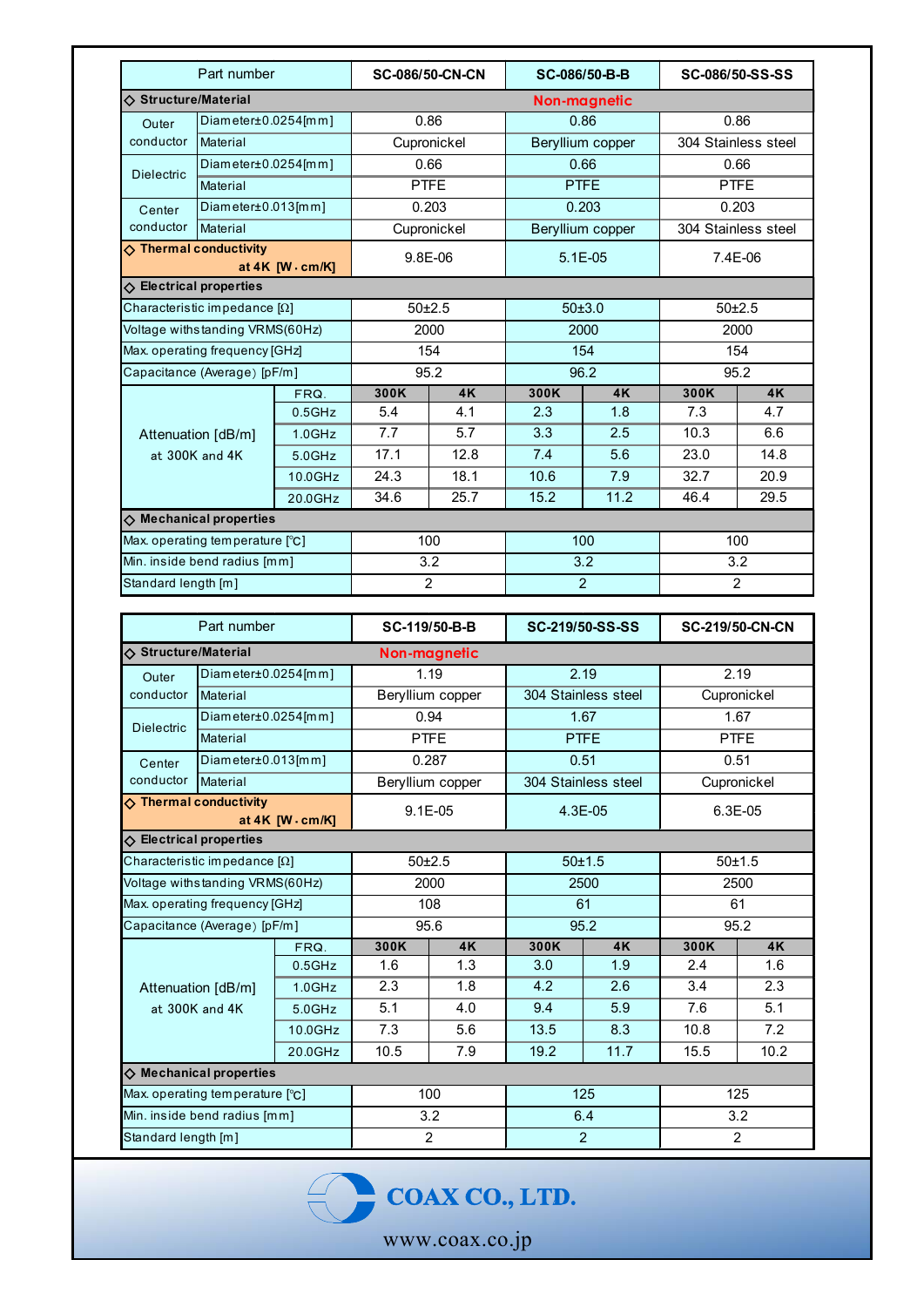| Part number | | | SC-086/50-CN-CN | | SC-086/50-B-B | | SC-086/50-SS-SS | |
|---|---|---|---|---|---|---|---|---|
| ◇ Structure/Material | | | Non-magnetic | | | | | |
| Outer conductor | Diameter±0.0254[mm] | | 0.86 | | 0.86 | | 0.86 | |
| | Material | | Cupronickel | | Beryllium copper | | 304 Stainless steel | |
| Dielectric | Diameter±0.0254[mm] | | 0.66 | | 0.66 | | 0.66 | |
| | Material | | PTFE | | PTFE | | PTFE | |
| Center conductor | Diameter±0.013[mm] | | 0.203 | | 0.203 | | 0.203 | |
| | Material | | Cupronickel | | Beryllium copper | | 304 Stainless steel | |
| ◇ Thermal conductivity at 4K [W・cm/K] | | | 9.8E-06 | | 5.1E-05 | | 7.4E-06 | |
| ◇ Electrical properties | | | | | | | | |
| Characteristic impedance [Ω] | | | 50±2.5 | | 50±3.0 | | 50±2.5 | |
| Voltage withstanding VRMS(60Hz) | | | 2000 | | 2000 | | 2000 | |
| Max. operating frequency [GHz] | | | 154 | | 154 | | 154 | |
| Capacitance (Average) [pF/m] | | | 95.2 | | 96.2 | | 95.2 | |
| Attenuation [dB/m] at 300K and 4K | | FRQ. | 300K | 4K | 300K | 4K | 300K | 4K |
| | | 0.5GHz | 5.4 | 4.1 | 2.3 | 1.8 | 7.3 | 4.7 |
| | | 1.0GHz | 7.7 | 5.7 | 3.3 | 2.5 | 10.3 | 6.6 |
| | | 5.0GHz | 17.1 | 12.8 | 7.4 | 5.6 | 23.0 | 14.8 |
| | | 10.0GHz | 24.3 | 18.1 | 10.6 | 7.9 | 32.7 | 20.9 |
| | | 20.0GHz | 34.6 | 25.7 | 15.2 | 11.2 | 46.4 | 29.5 |
| ◇ Mechanical properties | | | | | | | | |
| Max. operating temperature [℃] | | | 100 | | 100 | | 100 | |
| Min. inside bend radius [mm] | | | 3.2 | | 3.2 | | 3.2 | |
| Standard length [m] | | | 2 | | 2 | | 2 | |

| Part number | | | SC-119/50-B-B | | SC-219/50-SS-SS | | SC-219/50-CN-CN | |
|---|---|---|---|---|---|---|---|---|
| ◇ Structure/Material | | | Non-magnetic | | | | | |
| Outer conductor | Diameter±0.0254[mm] | | 1.19 | | 2.19 | | 2.19 | |
| | Material | | Beryllium copper | | 304 Stainless steel | | Cupronickel | |
| Dielectric | Diameter±0.0254[mm] | | 0.94 | | 1.67 | | 1.67 | |
| | Material | | PTFE | | PTFE | | PTFE | |
| Center conductor | Diameter±0.013[mm] | | 0.287 | | 0.51 | | 0.51 | |
| | Material | | Beryllium copper | | 304 Stainless steel | | Cupronickel | |
| ◇ Thermal conductivity at 4K [W・cm/K] | | | 9.1E-05 | | 4.3E-05 | | 6.3E-05 | |
| ◇ Electrical properties | | | | | | | | |
| Characteristic impedance [Ω] | | | 50±2.5 | | 50±1.5 | | 50±1.5 | |
| Voltage withstanding VRMS(60Hz) | | | 2000 | | 2500 | | 2500 | |
| Max. operating frequency [GHz] | | | 108 | | 61 | | 61 | |
| Capacitance (Average) [pF/m] | | | 95.6 | | 95.2 | | 95.2 | |
| Attenuation [dB/m] at 300K and 4K | | FRQ. | 300K | 4K | 300K | 4K | 300K | 4K |
| | | 0.5GHz | 1.6 | 1.3 | 3.0 | 1.9 | 2.4 | 1.6 |
| | | 1.0GHz | 2.3 | 1.8 | 4.2 | 2.6 | 3.4 | 2.3 |
| | | 5.0GHz | 5.1 | 4.0 | 9.4 | 5.9 | 7.6 | 5.1 |
| | | 10.0GHz | 7.3 | 5.6 | 13.5 | 8.3 | 10.8 | 7.2 |
| | | 20.0GHz | 10.5 | 7.9 | 19.2 | 11.7 | 15.5 | 10.2 |
| ◇ Mechanical properties | | | | | | | | |
| Max. operating temperature [℃] | | | 100 | | 125 | | 125 | |
| Min. inside bend radius [mm] | | | 3.2 | | 6.4 | | 3.2 | |
| Standard length [m] | | | 2 | | 2 | | 2 | |

**COAX CO., LTD.**

www.coax.co.jp